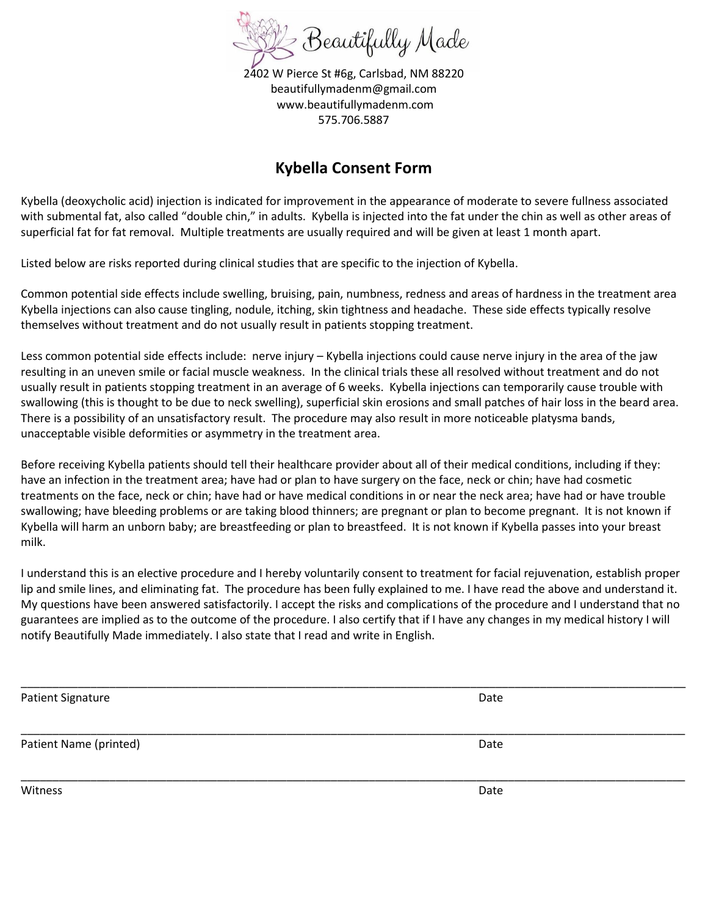Beautifully Made

2402 W Pierce St #6g, Carlsbad, NM 88220
beautifullymadenm@gmail.com
www.beautifullymadenm.com
575.706.5887

## Kybella Consent Form

Kybella (deoxycholic acid) injection is indicated for improvement in the appearance of moderate to severe fullness associated with submental fat, also called "double chin," in adults. Kybella is injected into the fat under the chin as well as other areas of superficial fat for fat removal. Multiple treatments are usually required and will be given at least 1 month apart.

Listed below are risks reported during clinical studies that are specific to the injection of Kybella.

Common potential side effects include swelling, bruising, pain, numbness, redness and areas of hardness in the treatment area Kybella injections can also cause tingling, nodule, itching, skin tightness and headache. These side effects typically resolve themselves without treatment and do not usually result in patients stopping treatment.

Less common potential side effects include: nerve injury – Kybella injections could cause nerve injury in the area of the jaw resulting in an uneven smile or facial muscle weakness. In the clinical trials these all resolved without treatment and do not usually result in patients stopping treatment in an average of 6 weeks. Kybella injections can temporarily cause trouble with swallowing (this is thought to be due to neck swelling), superficial skin erosions and small patches of hair loss in the beard area. There is a possibility of an unsatisfactory result. The procedure may also result in more noticeable platysma bands, unacceptable visible deformities or asymmetry in the treatment area.

Before receiving Kybella patients should tell their healthcare provider about all of their medical conditions, including if they: have an infection in the treatment area; have had or plan to have surgery on the face, neck or chin; have had cosmetic treatments on the face, neck or chin; have had or have medical conditions in or near the neck area; have had or have trouble swallowing; have bleeding problems or are taking blood thinners; are pregnant or plan to become pregnant. It is not known if Kybella will harm an unborn baby; are breastfeeding or plan to breastfeed. It is not known if Kybella passes into your breast milk.

I understand this is an elective procedure and I hereby voluntarily consent to treatment for facial rejuvenation, establish proper lip and smile lines, and eliminating fat. The procedure has been fully explained to me. I have read the above and understand it. My questions have been answered satisfactorily. I accept the risks and complications of the procedure and I understand that no guarantees are implied as to the outcome of the procedure. I also certify that if I have any changes in my medical history I will notify Beautifully Made immediately. I also state that I read and write in English.

\_\_\_\_\_\_\_\_\_\_\_\_\_\_\_\_\_\_\_\_\_\_\_\_\_\_\_\_\_\_\_\_\_\_\_\_\_\_\_\_\_\_\_\_\_\_\_\_\_\_\_\_\_\_\_\_\_\_\_\_\_\_\_\_\_\_\_\_\_\_\_\_

Patient Signature                                                                                    Date

\_\_\_\_\_\_\_\_\_\_\_\_\_\_\_\_\_\_\_\_\_\_\_\_\_\_\_\_\_\_\_\_\_\_\_\_\_\_\_\_\_\_\_\_\_\_\_\_\_\_\_\_\_\_\_\_\_\_\_\_\_\_\_\_\_\_\_\_\_\_\_\_

Patient Name (printed)                                                                              Date

\_\_\_\_\_\_\_\_\_\_\_\_\_\_\_\_\_\_\_\_\_\_\_\_\_\_\_\_\_\_\_\_\_\_\_\_\_\_\_\_\_\_\_\_\_\_\_\_\_\_\_\_\_\_\_\_\_\_\_\_\_\_\_\_\_\_\_\_\_\_\_\_

Witness                                                                                                Date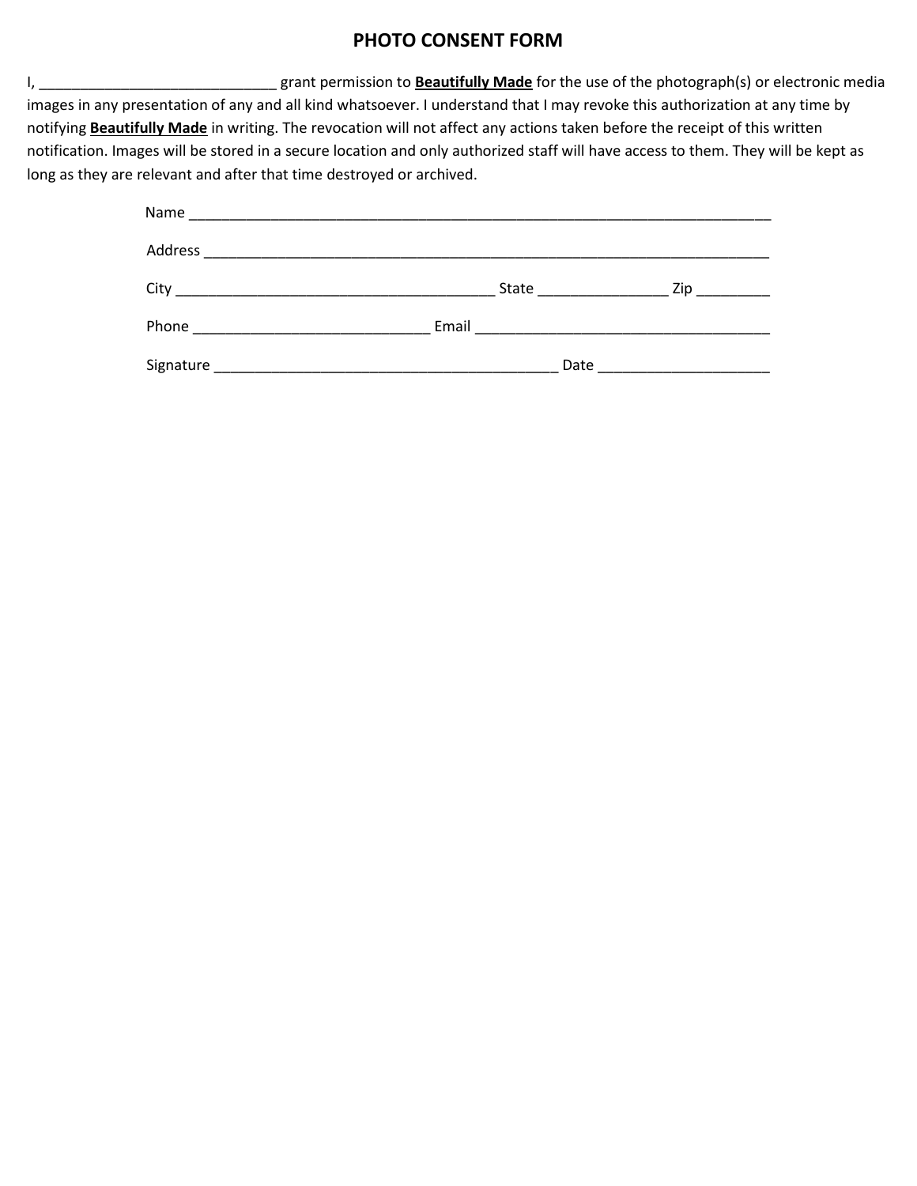# PHOTO CONSENT FORM

I, _____________________________ grant permission to **Beautifully Made** for the use of the photograph(s) or electronic media images in any presentation of any and all kind whatsoever. I understand that I may revoke this authorization at any time by notifying **Beautifully Made** in writing. The revocation will not affect any actions taken before the receipt of this written notification. Images will be stored in a secure location and only authorized staff will have access to them. They will be kept as long as they are relevant and after that time destroyed or archived.

Name ___________________________________________________________________________

Address _________________________________________________________________________

City _______________________________________ State ________________ Zip _________

Phone _____________________________ Email ____________________________________

Signature __________________________________________ Date _____________________